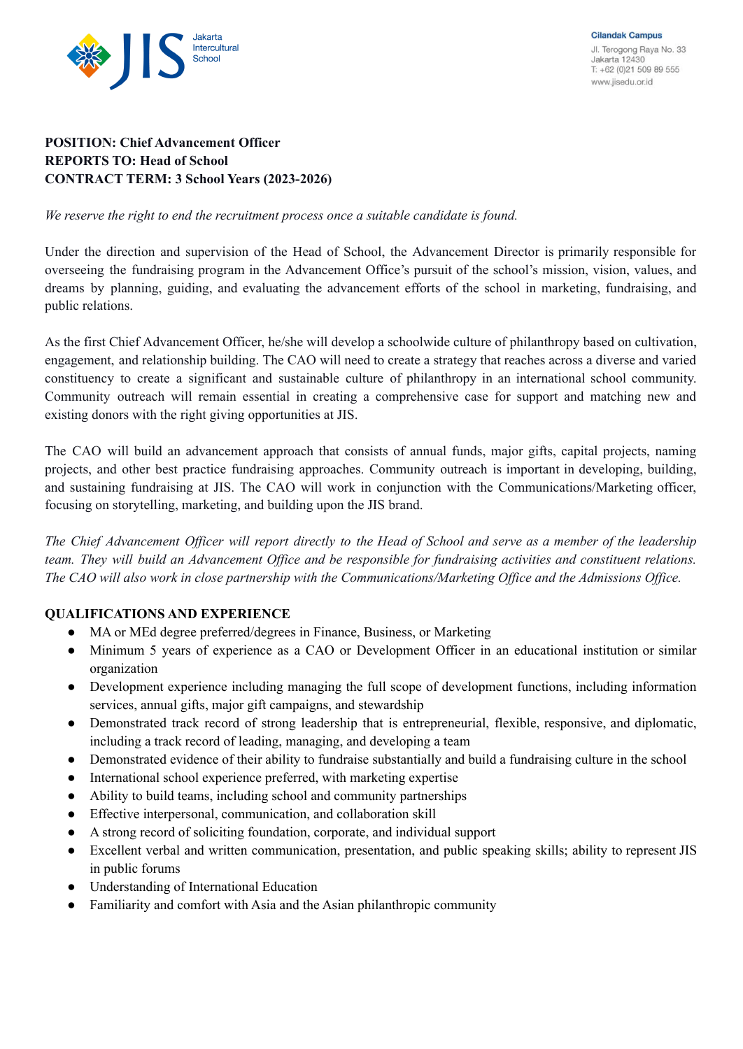**POSITION: Chief Advancement Officer**
**REPORTS TO: Head of School**
**CONTRACT TERM: 3 School Years (2023-2026)**

*We reserve the right to end the recruitment process once a suitable candidate is found.*

Under the direction and supervision of the Head of School, the Advancement Director is primarily responsible for overseeing the fundraising program in the Advancement Office's pursuit of the school's mission, vision, values, and dreams by planning, guiding, and evaluating the advancement efforts of the school in marketing, fundraising, and public relations.

As the first Chief Advancement Officer, he/she will develop a schoolwide culture of philanthropy based on cultivation, engagement, and relationship building. The CAO will need to create a strategy that reaches across a diverse and varied constituency to create a significant and sustainable culture of philanthropy in an international school community. Community outreach will remain essential in creating a comprehensive case for support and matching new and existing donors with the right giving opportunities at JIS.

The CAO will build an advancement approach that consists of annual funds, major gifts, capital projects, naming projects, and other best practice fundraising approaches. Community outreach is important in developing, building, and sustaining fundraising at JIS. The CAO will work in conjunction with the Communications/Marketing officer, focusing on storytelling, marketing, and building upon the JIS brand.

*The Chief Advancement Officer will report directly to the Head of School and serve as a member of the leadership team. They will build an Advancement Office and be responsible for fundraising activities and constituent relations. The CAO will also work in close partnership with the Communications/Marketing Office and the Admissions Office.*

**QUALIFICATIONS AND EXPERIENCE**

- MA or MEd degree preferred/degrees in Finance, Business, or Marketing
- Minimum 5 years of experience as a CAO or Development Officer in an educational institution or similar organization
- Development experience including managing the full scope of development functions, including information services, annual gifts, major gift campaigns, and stewardship
- Demonstrated track record of strong leadership that is entrepreneurial, flexible, responsive, and diplomatic, including a track record of leading, managing, and developing a team
- Demonstrated evidence of their ability to fundraise substantially and build a fundraising culture in the school
- International school experience preferred, with marketing expertise
- Ability to build teams, including school and community partnerships
- Effective interpersonal, communication, and collaboration skill
- A strong record of soliciting foundation, corporate, and individual support
- Excellent verbal and written communication, presentation, and public speaking skills; ability to represent JIS in public forums
- Understanding of International Education
- Familiarity and comfort with Asia and the Asian philanthropic community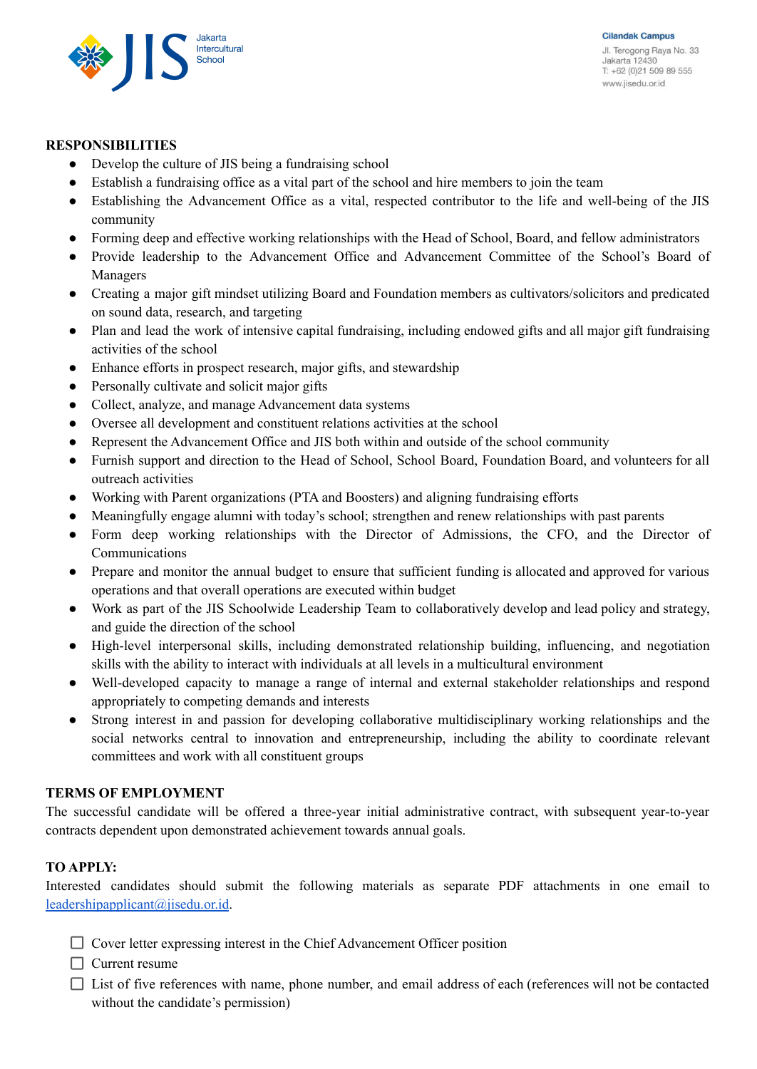**RESPONSIBILITIES**

- Develop the culture of JIS being a fundraising school
- Establish a fundraising office as a vital part of the school and hire members to join the team
- Establishing the Advancement Office as a vital, respected contributor to the life and well-being of the JIS community
- Forming deep and effective working relationships with the Head of School, Board, and fellow administrators
- Provide leadership to the Advancement Office and Advancement Committee of the School's Board of Managers
- Creating a major gift mindset utilizing Board and Foundation members as cultivators/solicitors and predicated on sound data, research, and targeting
- Plan and lead the work of intensive capital fundraising, including endowed gifts and all major gift fundraising activities of the school
- Enhance efforts in prospect research, major gifts, and stewardship
- Personally cultivate and solicit major gifts
- Collect, analyze, and manage Advancement data systems
- Oversee all development and constituent relations activities at the school
- Represent the Advancement Office and JIS both within and outside of the school community
- Furnish support and direction to the Head of School, School Board, Foundation Board, and volunteers for all outreach activities
- Working with Parent organizations (PTA and Boosters) and aligning fundraising efforts
- Meaningfully engage alumni with today's school; strengthen and renew relationships with past parents
- Form deep working relationships with the Director of Admissions, the CFO, and the Director of Communications
- Prepare and monitor the annual budget to ensure that sufficient funding is allocated and approved for various operations and that overall operations are executed within budget
- Work as part of the JIS Schoolwide Leadership Team to collaboratively develop and lead policy and strategy, and guide the direction of the school
- High-level interpersonal skills, including demonstrated relationship building, influencing, and negotiation skills with the ability to interact with individuals at all levels in a multicultural environment
- Well-developed capacity to manage a range of internal and external stakeholder relationships and respond appropriately to competing demands and interests
- Strong interest in and passion for developing collaborative multidisciplinary working relationships and the social networks central to innovation and entrepreneurship, including the ability to coordinate relevant committees and work with all constituent groups

**TERMS OF EMPLOYMENT**

The successful candidate will be offered a three-year initial administrative contract, with subsequent year-to-year contracts dependent upon demonstrated achievement towards annual goals.

**TO APPLY:**

Interested candidates should submit the following materials as separate PDF attachments in one email to leadershipapplicant@jisedu.or.id.

- [ ] Cover letter expressing interest in the Chief Advancement Officer position
- [ ] Current resume
- [ ] List of five references with name, phone number, and email address of each (references will not be contacted without the candidate's permission)